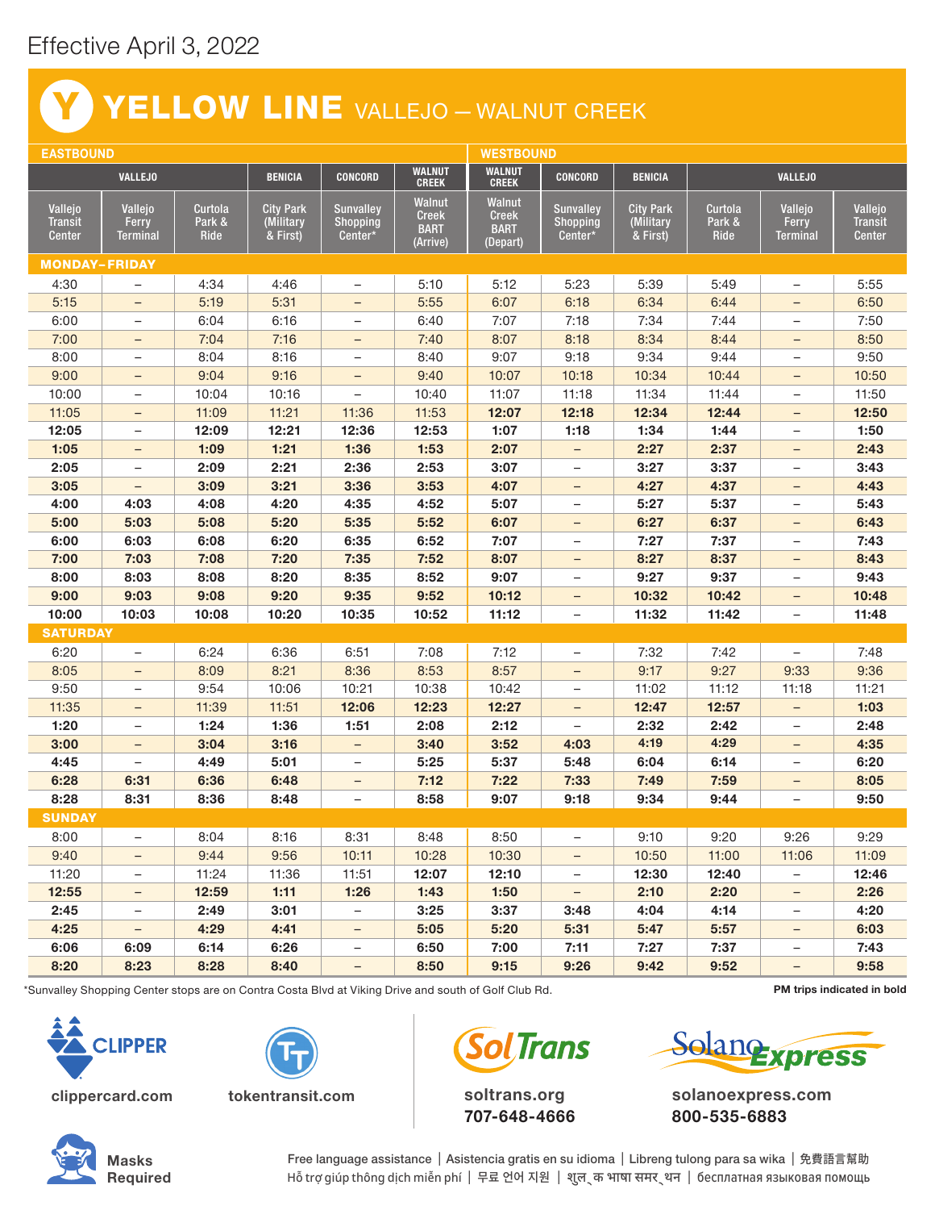Effective April 3, 2022

# Y YELLOW LINE VALLEJO — WALNUT CREEK

| EASTBOUND | | | | | | WESTBOUND | | | | | |
|---|---|---|---|---|---|---|---|---|---|---|---|
| VALLEJO | | | BENICIA | CONCORD | WALNUT CREEK | WALNUT CREEK | CONCORD | BENICIA | VALLEJO | | |
| Vallejo Transit Center | Vallejo Ferry Terminal | Curtola Park & Ride | City Park (Military & First) | Sunvalley Shopping Center* | Walnut Creek BART (Arrive) | Walnut Creek BART (Depart) | Sunvalley Shopping Center* | City Park (Military & First) | Curtola Park & Ride | Vallejo Ferry Terminal | Vallejo Transit Center |
| **MONDAY–FRIDAY** | | | | | | | | | | | |
| 4:30 | – | 4:34 | 4:46 | – | 5:10 | 5:12 | 5:23 | 5:39 | 5:49 | – | 5:55 |
| 5:15 | – | 5:19 | 5:31 | – | 5:55 | 6:07 | 6:18 | 6:34 | 6:44 | – | 6:50 |
| 6:00 | – | 6:04 | 6:16 | – | 6:40 | 7:07 | 7:18 | 7:34 | 7:44 | – | 7:50 |
| 7:00 | – | 7:04 | 7:16 | – | 7:40 | 8:07 | 8:18 | 8:34 | 8:44 | – | 8:50 |
| 8:00 | – | 8:04 | 8:16 | – | 8:40 | 9:07 | 9:18 | 9:34 | 9:44 | – | 9:50 |
| 9:00 | – | 9:04 | 9:16 | – | 9:40 | 10:07 | 10:18 | 10:34 | 10:44 | – | 10:50 |
| 10:00 | – | 10:04 | 10:16 | – | 10:40 | 11:07 | 11:18 | 11:34 | 11:44 | – | 11:50 |
| 11:05 | – | 11:09 | 11:21 | 11:36 | 11:53 | **12:07** | **12:18** | **12:34** | **12:44** | – | **12:50** |
| **12:05** | – | **12:09** | **12:21** | **12:36** | **12:53** | **1:07** | **1:18** | **1:34** | **1:44** | – | **1:50** |
| **1:05** | – | **1:09** | **1:21** | **1:36** | **1:53** | **2:07** | – | **2:27** | **2:37** | – | **2:43** |
| **2:05** | – | **2:09** | **2:21** | **2:36** | **2:53** | **3:07** | – | **3:27** | **3:37** | – | **3:43** |
| **3:05** | – | **3:09** | **3:21** | **3:36** | **3:53** | **4:07** | – | **4:27** | **4:37** | – | **4:43** |
| **4:00** | **4:03** | **4:08** | **4:20** | **4:35** | **4:52** | **5:07** | – | **5:27** | **5:37** | – | **5:43** |
| **5:00** | **5:03** | **5:08** | **5:20** | **5:35** | **5:52** | **6:07** | – | **6:27** | **6:37** | – | **6:43** |
| **6:00** | **6:03** | **6:08** | **6:20** | **6:35** | **6:52** | **7:07** | – | **7:27** | **7:37** | – | **7:43** |
| **7:00** | **7:03** | **7:08** | **7:20** | **7:35** | **7:52** | **8:07** | – | **8:27** | **8:37** | – | **8:43** |
| **8:00** | **8:03** | **8:08** | **8:20** | **8:35** | **8:52** | **9:07** | – | **9:27** | **9:37** | – | **9:43** |
| **9:00** | **9:03** | **9:08** | **9:20** | **9:35** | **9:52** | **10:12** | – | **10:32** | **10:42** | – | **10:48** |
| **10:00** | **10:03** | **10:08** | **10:20** | **10:35** | **10:52** | **11:12** | – | **11:32** | **11:42** | – | **11:48** |
| **SATURDAY** | | | | | | | | | | | |
| 6:20 | – | 6:24 | 6:36 | 6:51 | 7:08 | 7:12 | – | 7:32 | 7:42 | – | 7:48 |
| 8:05 | – | 8:09 | 8:21 | 8:36 | 8:53 | 8:57 | – | 9:17 | 9:27 | 9:33 | 9:36 |
| 9:50 | – | 9:54 | 10:06 | 10:21 | 10:38 | 10:42 | – | 11:02 | 11:12 | 11:18 | 11:21 |
| 11:35 | – | 11:39 | 11:51 | **12:06** | **12:23** | **12:27** | – | **12:47** | **12:57** | – | **1:03** |
| **1:20** | – | **1:24** | **1:36** | **1:51** | **2:08** | **2:12** | – | **2:32** | **2:42** | – | **2:48** |
| **3:00** | – | **3:04** | **3:16** | – | **3:40** | **3:52** | **4:03** | **4:19** | **4:29** | – | **4:35** |
| **4:45** | – | **4:49** | **5:01** | – | **5:25** | **5:37** | **5:48** | **6:04** | **6:14** | – | **6:20** |
| **6:28** | **6:31** | **6:36** | **6:48** | – | **7:12** | **7:22** | **7:33** | **7:49** | **7:59** | – | **8:05** |
| **8:28** | **8:31** | **8:36** | **8:48** | – | **8:58** | **9:07** | **9:18** | **9:34** | **9:44** | – | **9:50** |
| **SUNDAY** | | | | | | | | | | | |
| 8:00 | – | 8:04 | 8:16 | 8:31 | 8:48 | 8:50 | – | 9:10 | 9:20 | 9:26 | 9:29 |
| 9:40 | – | 9:44 | 9:56 | 10:11 | 10:28 | 10:30 | – | 10:50 | 11:00 | 11:06 | 11:09 |
| 11:20 | – | 11:24 | 11:36 | 11:51 | **12:07** | **12:10** | – | **12:30** | **12:40** | – | **12:46** |
| **12:55** | – | **12:59** | **1:11** | **1:26** | **1:43** | **1:50** | – | **2:10** | **2:20** | – | **2:26** |
| **2:45** | – | **2:49** | **3:01** | – | **3:25** | **3:37** | **3:48** | **4:04** | **4:14** | – | **4:20** |
| **4:25** | – | **4:29** | **4:41** | – | **5:05** | **5:20** | **5:31** | **5:47** | **5:57** | – | **6:03** |
| **6:06** | **6:09** | **6:14** | **6:26** | – | **6:50** | **7:00** | **7:11** | **7:27** | **7:37** | – | **7:43** |
| **8:20** | **8:23** | **8:28** | **8:40** | – | **8:50** | **9:15** | **9:26** | **9:42** | **9:52** | – | **9:58** |

*Sunvalley Shopping Center stops are on Contra Costa Blvd at Viking Drive and south of Golf Club Rd.

**PM trips indicated in bold**

CLIPPER clippercard.com

tokentransit.com

SolTrans soltrans.org 707-648-4666

SolanoExpress solanoexpress.com 800-535-6883

Masks Required

Free language assistance | Asistencia gratis en su idioma | Libreng tulong para sa wika | 免費語言幫助
Hỗ trợ giúp thông dịch miễn phí | 무료 언어 지원 | शुल्क भाषा समर्थन | бесплатная языковая помощь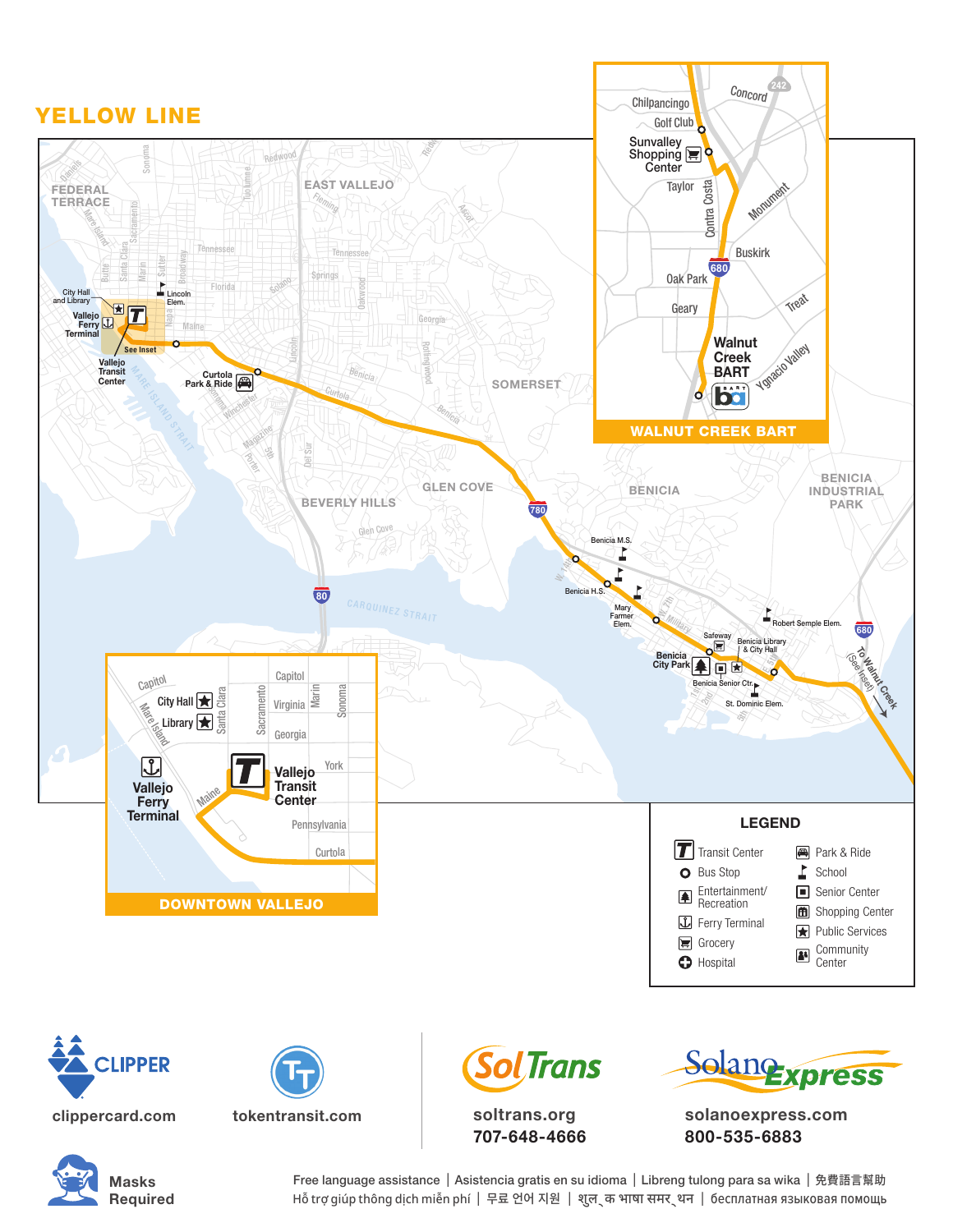# YELLOW LINE

FEDERAL TERRACE

EAST VALLEJO

SOMERSET

GLEN COVE

BEVERLY HILLS

BENICIA

BENICIA INDUSTRIAL PARK

City Hall and Library

Lincoln Elem.

Vallejo Ferry Terminal

See Inset

Vallejo Transit Center

Curtola Park & Ride

CARQUINEZ STRAIT

MARE ISLAND STRAIT

Benicia M.S.

Benicia H.S.

Mary Farmer Elem.

Robert Semple Elem.

Safeway

Benicia Library & City Hall

Benicia City Park

Benicia Senior Ctr.

St. Dominic Elem.

To Walnut Creek (See Inset)

## WALNUT CREEK BART

Chilpancingo

Concord

Golf Club

Sunvalley Shopping Center

Taylor

Contra Costa

Monument

Buskirk

Oak Park

Geary

Treat

Walnut Creek BART

Ygnacio Valley

## DOWNTOWN VALLEJO

Capitol

City Hall

Library

Mare Island

Santa Clara

Sacramento

Virginia

Marin

Sonoma

Georgia

Vallejo Ferry Terminal

Vallejo Transit Center

York

Maine

Pennsylvania

Curtola

## LEGEND

- Transit Center
- Bus Stop
- Entertainment/ Recreation
- Ferry Terminal
- Grocery
- Hospital
- Park & Ride
- School
- Senior Center
- Shopping Center
- Public Services
- Community Center

CLIPPER
clippercard.com

tokentransit.com

SolTrans
soltrans.org
707-648-4666

SolanoExpress
solanoexpress.com
800-535-6883

Masks Required

Free language assistance | Asistencia gratis en su idioma | Libreng tulong para sa wika | 免費語言幫助
Hỗ trợ giúp thông dịch miễn phí | 무료 언어 지원 | शुल्क भाषा समर्थन | бесплатная языковая помощь